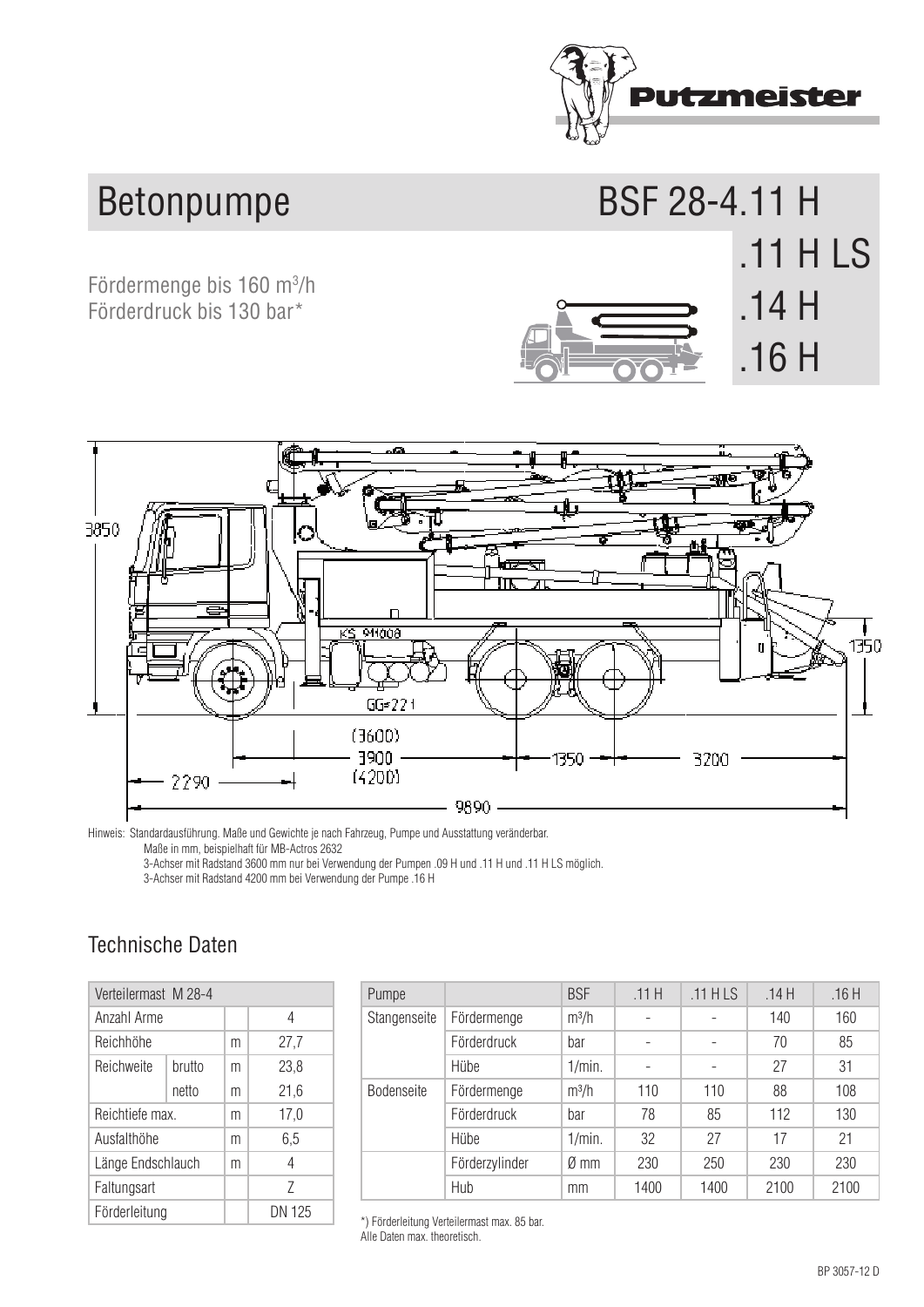# Betonpumpe

## BSF 28-4.11 H
## .11 H LS
## .14 H
## .16 H

Fördermenge bis 160 $m^3$/h
Förderdruck bis 130 bar*

Hinweis: Standardausführung. Maße und Gewichte je nach Fahrzeug, Pumpe und Ausstattung veränderbar.
Maße in mm, beispielhaft für MB-Actros 2632
3-Achser mit Radstand 3600 mm nur bei Verwendung der Pumpen .09 H und .11 H und .11 H LS möglich.
3-Achser mit Radstand 4200 mm bei Verwendung der Pumpe .16 H

## Technische Daten

| Verteilermast M 28-4 | | | |
|---|---|---|---|
| Anzahl Arme | | | 4 |
| Reichhöhe | | m | 27,7 |
| Reichweite | brutto | m | 23,8 |
| | netto | m | 21,6 |
| Reichtiefe max. | | m | 17,0 |
| Ausfalthöhe | | m | 6,5 |
| Länge Endschlauch | | m | 4 |
| Faltungsart | | | Z |
| Förderleitung | | | DN 125 |

| Pumpe | | BSF | .11 H | .11 H LS | .14 H | .16 H |
|---|---|---|---|---|---|---|
| Stangenseite | Fördermenge | $m^3$/h | - | - | 140 | 160 |
| | Förderdruck | bar | - | - | 70 | 85 |
| | Hübe | 1/min. | - | - | 27 | 31 |
| Bodenseite | Fördermenge | $m^3$/h | 110 | 110 | 88 | 108 |
| | Förderdruck | bar | 78 | 85 | 112 | 130 |
| | Hübe | 1/min. | 32 | 27 | 17 | 21 |
| | Förderzylinder | Ø mm | 230 | 250 | 230 | 230 |
| | Hub | mm | 1400 | 1400 | 2100 | 2100 |

*) Förderleitung Verteilermast max. 85 bar.
Alle Daten max. theoretisch.

BP 3057-12 D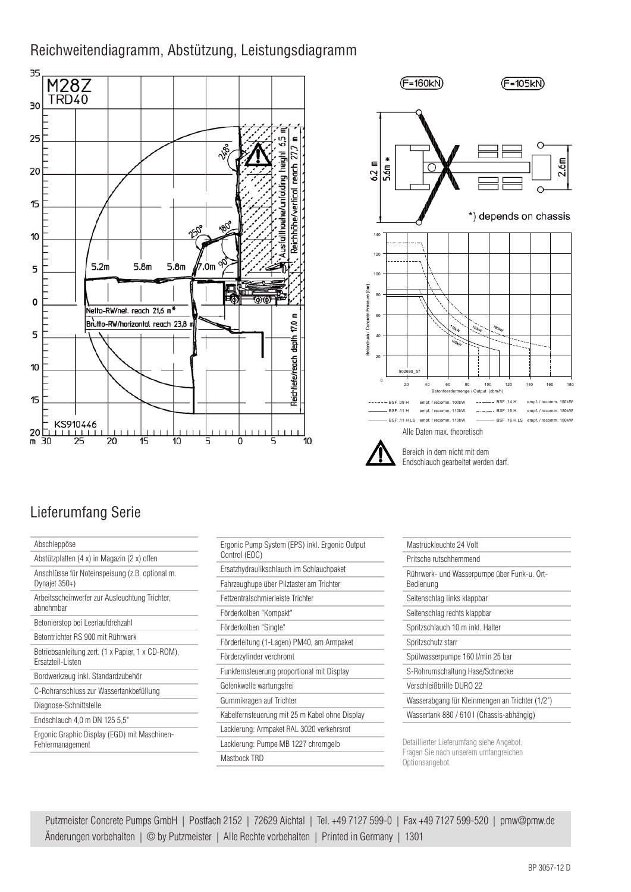## Reichweitendiagramm, Abstützung, Leistungsdiagramm

M28Z
TRD40

35
30
25
20
15
10
5
0
5
10
15
20
m 30 25 20 15 10 5 0 5 10

5.2m 5.8m 5.8m 7.0m

248°
250°
180°
90°

Ausfalthoehe/unfolding height 6,5 m
Reichhöhe/vertical reach 27,7 m

Netto-RW/net. reach 21,6 m*
Brutto-RW/horizontal reach 23,8 m

Reichtiefe/reach depth 17,0 m

KS910446

F=160kN
F=105kN

6.2 m
5.6m *
2.6m

*) depends on chassis

Betondruck / Concrete Pressure (bar)

140
120
100
80
60
40
20
0

20 40 60 80 100 120 140 160 180

Betonfoerdermenge / Output (cbm/h)

902690_57

110kW
150kW
180kW
100kW

BSF .09 H empf. / recomm. 100kW
BSF .11 H empf. / recomm. 110kW
BSF .11 H LS empf. / recomm. 110kW
BSF .14 H empf. / recomm. 150kW
BSF .16 H empf. / recomm. 180kW
BSF .16 H LS empf. / recomm. 180kW

Alle Daten max. theoretisch

Bereich in dem nicht mit dem Endschlauch gearbeitet werden darf.

## Lieferumfang Serie

- Abschleppöse
- Abstützplatten (4 x) in Magazin (2 x) offen
- Anschlüsse für Noteinspeisung (z.B. optional m. Dynajet 350+)
- Arbeitsscheinwerfer zur Ausleuchtung Trichter, abnehmbar
- Betonierstop bei Leerlaufdrehzahl
- Betontrichter RS 900 mit Rührwerk
- Betriebsanleitung zert. (1 x Papier, 1 x CD-ROM), Ersatzteil-Listen
- Bordwerkzeug inkl. Standardzubehör
- C-Rohranschluss zur Wassertankbefüllung
- Diagnose-Schnittstelle
- Endschlauch 4,0 m DN 125 5,5"
- Ergonic Graphic Display (EGD) mit Maschinen-Fehlermanagement
- Ergonic Pump System (EPS) inkl. Ergonic Output Control (EOC)
- Ersatzhydraulikschlauch im Schlauchpaket
- Fahrzeughupe über Pilztaster am Trichter
- Fettzentralschmierleiste Trichter
- Förderkolben "Kompakt"
- Förderkolben "Single"
- Förderleitung (1-Lagen) PM40, am Armpaket
- Förderzylinder verchromt
- Funkfernsteuerung proportional mit Display
- Gelenkwelle wartungsfrei
- Gummikragen auf Trichter
- Kabelfernsteuerung mit 25 m Kabel ohne Display
- Lackierung: Armpaket RAL 3020 verkehrsrot
- Lackierung: Pumpe MB 1227 chromgelb
- Mastbock TRD
- Mastrückleuchte 24 Volt
- Pritsche rutschhemmend
- Rührwerk- und Wasserpumpe über Funk-u. Ort-Bedienung
- Seitenschlag links klappbar
- Seitenschlag rechts klappbar
- Spritzschlauch 10 m inkl. Halter
- Spritzschutz starr
- Spülwasserpumpe 160 l/min 25 bar
- S-Rohrumschaltung Hase/Schnecke
- Verschleißbrille DURO 22
- Wasserabgang für Kleinmengen an Trichter (1/2")
- Wassertank 880 / 610 l (Chassis-abhängig)

Detaillierter Lieferumfang siehe Angebot. Fragen Sie nach unserem umfangreichen Optionsangebot.

Putzmeister Concrete Pumps GmbH | Postfach 2152 | 72629 Aichtal | Tel. +49 7127 599-0 | Fax +49 7127 599-520 | pmw@pmw.de
Änderungen vorbehalten | © by Putzmeister | Alle Rechte vorbehalten | Printed in Germany | 1301

BP 3057-12 D